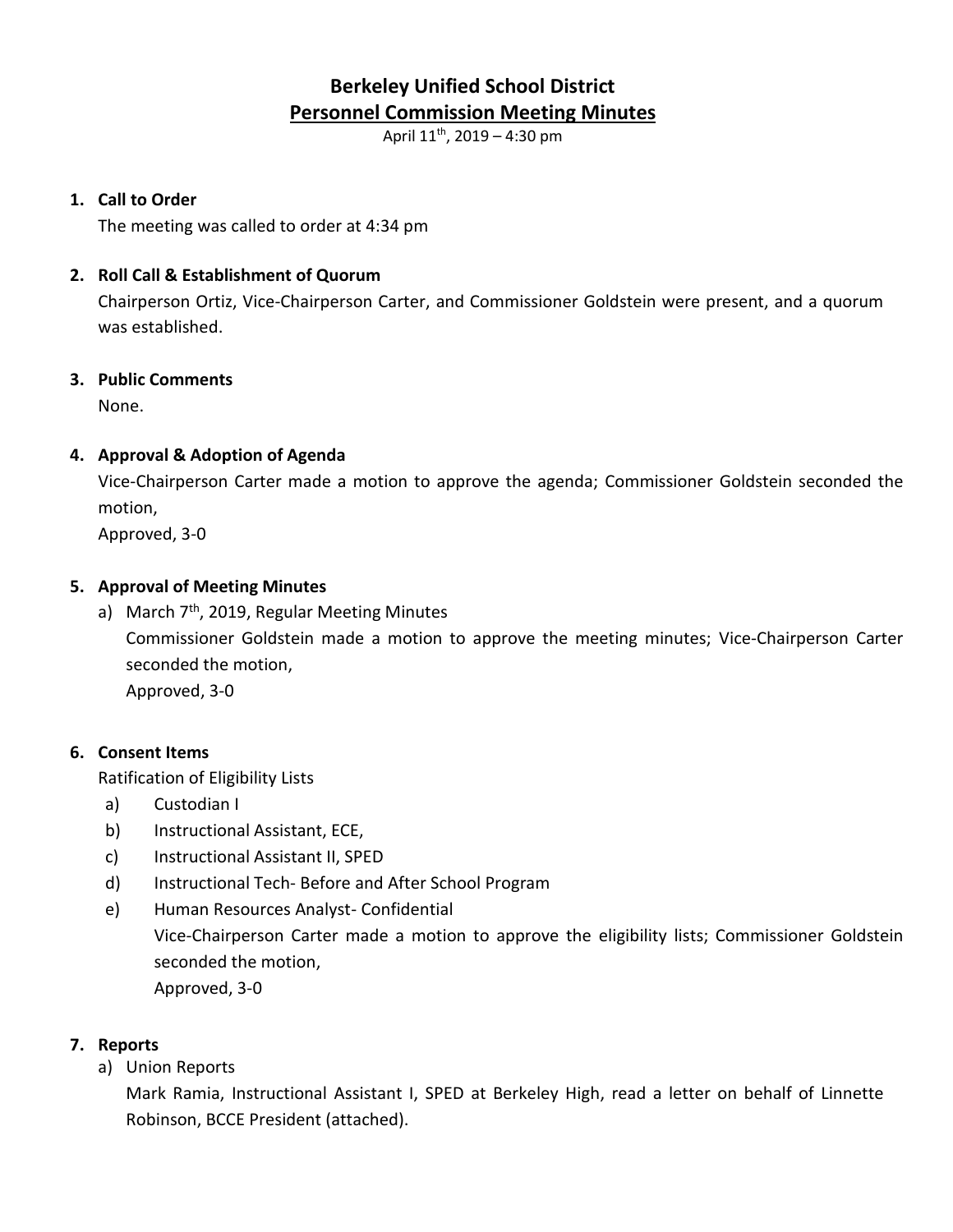# Berkeley Unified School District

## Personnel Commission Meeting Minutes

April 11th, 2019 – 4:30 pm

1. **Call to Order**

   The meeting was called to order at 4:34 pm

2. **Roll Call & Establishment of Quorum**

   Chairperson Ortiz, Vice-Chairperson Carter, and Commissioner Goldstein were present, and a quorum was established.

3. **Public Comments**

   None.

4. **Approval & Adoption of Agenda**

   Vice-Chairperson Carter made a motion to approve the agenda; Commissioner Goldstein seconded the motion,

   Approved, 3-0

5. **Approval of Meeting Minutes**

   a) March 7th, 2019, Regular Meeting Minutes

      Commissioner Goldstein made a motion to approve the meeting minutes; Vice-Chairperson Carter seconded the motion,

      Approved, 3-0

6. **Consent Items**

   Ratification of Eligibility Lists

   a) Custodian I
   b) Instructional Assistant, ECE,
   c) Instructional Assistant II, SPED
   d) Instructional Tech- Before and After School Program
   e) Human Resources Analyst- Confidential

      Vice-Chairperson Carter made a motion to approve the eligibility lists; Commissioner Goldstein seconded the motion,

      Approved, 3-0

7. **Reports**

   a) Union Reports

      Mark Ramia, Instructional Assistant I, SPED at Berkeley High, read a letter on behalf of Linnette Robinson, BCCE President (attached).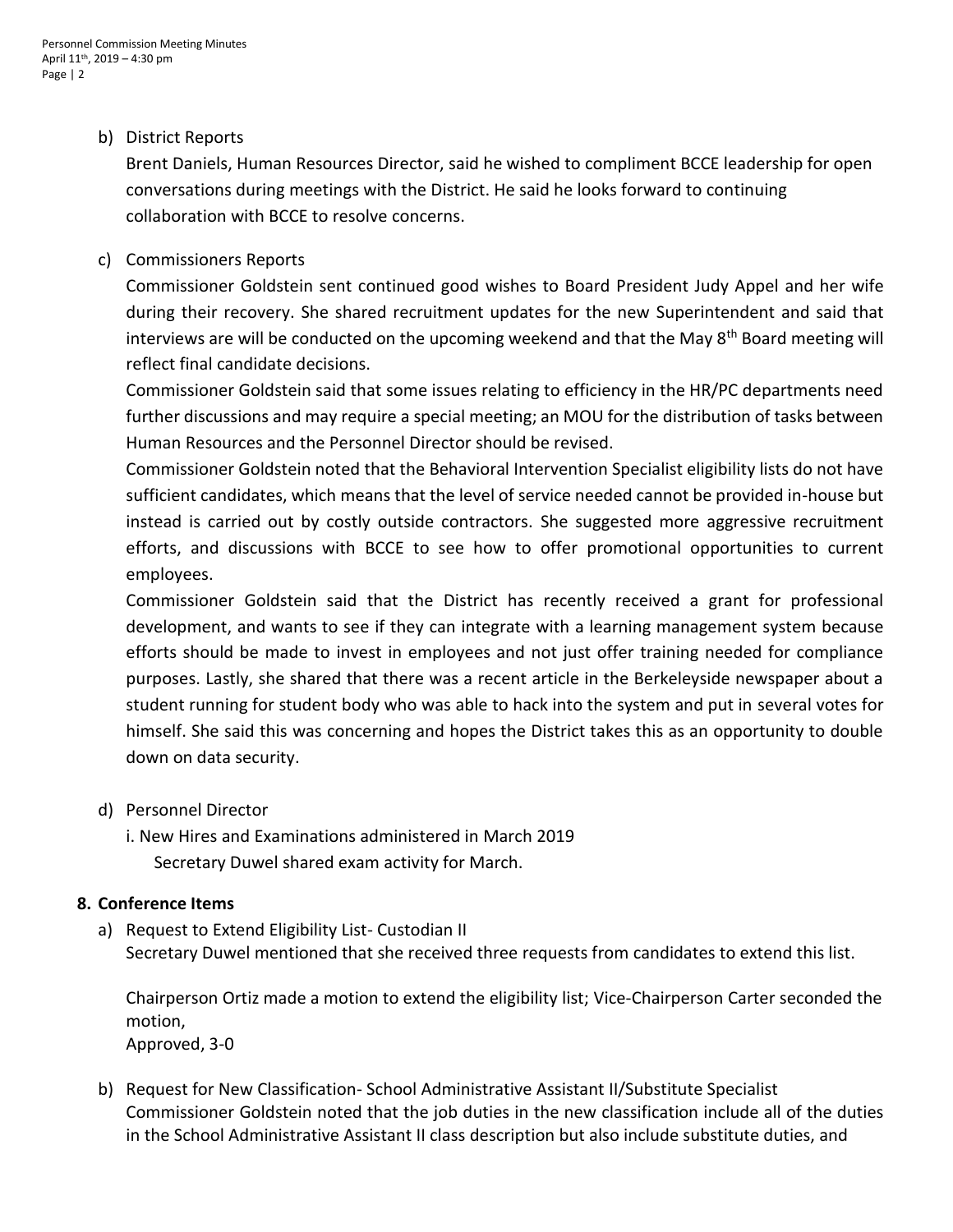b) District Reports

Brent Daniels, Human Resources Director, said he wished to compliment BCCE leadership for open conversations during meetings with the District. He said he looks forward to continuing collaboration with BCCE to resolve concerns.

c) Commissioners Reports

Commissioner Goldstein sent continued good wishes to Board President Judy Appel and her wife during their recovery. She shared recruitment updates for the new Superintendent and said that interviews are will be conducted on the upcoming weekend and that the May 8th Board meeting will reflect final candidate decisions.

Commissioner Goldstein said that some issues relating to efficiency in the HR/PC departments need further discussions and may require a special meeting; an MOU for the distribution of tasks between Human Resources and the Personnel Director should be revised.

Commissioner Goldstein noted that the Behavioral Intervention Specialist eligibility lists do not have sufficient candidates, which means that the level of service needed cannot be provided in-house but instead is carried out by costly outside contractors. She suggested more aggressive recruitment efforts, and discussions with BCCE to see how to offer promotional opportunities to current employees.

Commissioner Goldstein said that the District has recently received a grant for professional development, and wants to see if they can integrate with a learning management system because efforts should be made to invest in employees and not just offer training needed for compliance purposes. Lastly, she shared that there was a recent article in the Berkeleyside newspaper about a student running for student body who was able to hack into the system and put in several votes for himself. She said this was concerning and hopes the District takes this as an opportunity to double down on data security.

d) Personnel Director

i. New Hires and Examinations administered in March 2019

Secretary Duwel shared exam activity for March.

**8. Conference Items**

a) Request to Extend Eligibility List- Custodian II

Secretary Duwel mentioned that she received three requests from candidates to extend this list.

Chairperson Ortiz made a motion to extend the eligibility list; Vice-Chairperson Carter seconded the motion,
Approved, 3-0

b) Request for New Classification- School Administrative Assistant II/Substitute Specialist

Commissioner Goldstein noted that the job duties in the new classification include all of the duties in the School Administrative Assistant II class description but also include substitute duties, and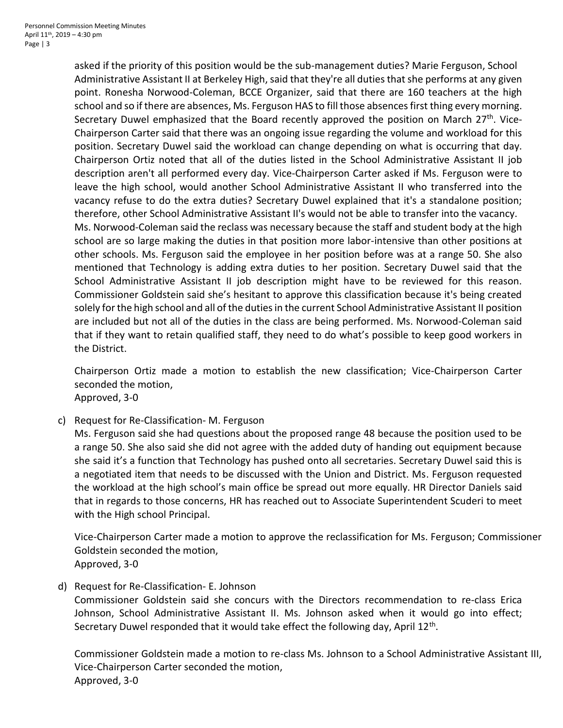asked if the priority of this position would be the sub-management duties? Marie Ferguson, School Administrative Assistant II at Berkeley High, said that they're all duties that she performs at any given point. Ronesha Norwood-Coleman, BCCE Organizer, said that there are 160 teachers at the high school and so if there are absences, Ms. Ferguson HAS to fill those absences first thing every morning. Secretary Duwel emphasized that the Board recently approved the position on March 27th. Vice-Chairperson Carter said that there was an ongoing issue regarding the volume and workload for this position. Secretary Duwel said the workload can change depending on what is occurring that day. Chairperson Ortiz noted that all of the duties listed in the School Administrative Assistant II job description aren't all performed every day. Vice-Chairperson Carter asked if Ms. Ferguson were to leave the high school, would another School Administrative Assistant II who transferred into the vacancy refuse to do the extra duties? Secretary Duwel explained that it's a standalone position; therefore, other School Administrative Assistant II's would not be able to transfer into the vacancy. Ms. Norwood-Coleman said the reclass was necessary because the staff and student body at the high school are so large making the duties in that position more labor-intensive than other positions at other schools. Ms. Ferguson said the employee in her position before was at a range 50. She also mentioned that Technology is adding extra duties to her position. Secretary Duwel said that the School Administrative Assistant II job description might have to be reviewed for this reason. Commissioner Goldstein said she's hesitant to approve this classification because it's being created solely for the high school and all of the duties in the current School Administrative Assistant II position are included but not all of the duties in the class are being performed. Ms. Norwood-Coleman said that if they want to retain qualified staff, they need to do what's possible to keep good workers in the District.

Chairperson Ortiz made a motion to establish the new classification; Vice-Chairperson Carter seconded the motion,
Approved, 3-0

c) Request for Re-Classification- M. Ferguson
Ms. Ferguson said she had questions about the proposed range 48 because the position used to be a range 50. She also said she did not agree with the added duty of handing out equipment because she said it's a function that Technology has pushed onto all secretaries. Secretary Duwel said this is a negotiated item that needs to be discussed with the Union and District. Ms. Ferguson requested the workload at the high school's main office be spread out more equally. HR Director Daniels said that in regards to those concerns, HR has reached out to Associate Superintendent Scuderi to meet with the High school Principal.

Vice-Chairperson Carter made a motion to approve the reclassification for Ms. Ferguson; Commissioner Goldstein seconded the motion,
Approved, 3-0

d) Request for Re-Classification- E. Johnson
Commissioner Goldstein said she concurs with the Directors recommendation to re-class Erica Johnson, School Administrative Assistant II. Ms. Johnson asked when it would go into effect; Secretary Duwel responded that it would take effect the following day, April 12th.

Commissioner Goldstein made a motion to re-class Ms. Johnson to a School Administrative Assistant III, Vice-Chairperson Carter seconded the motion,
Approved, 3-0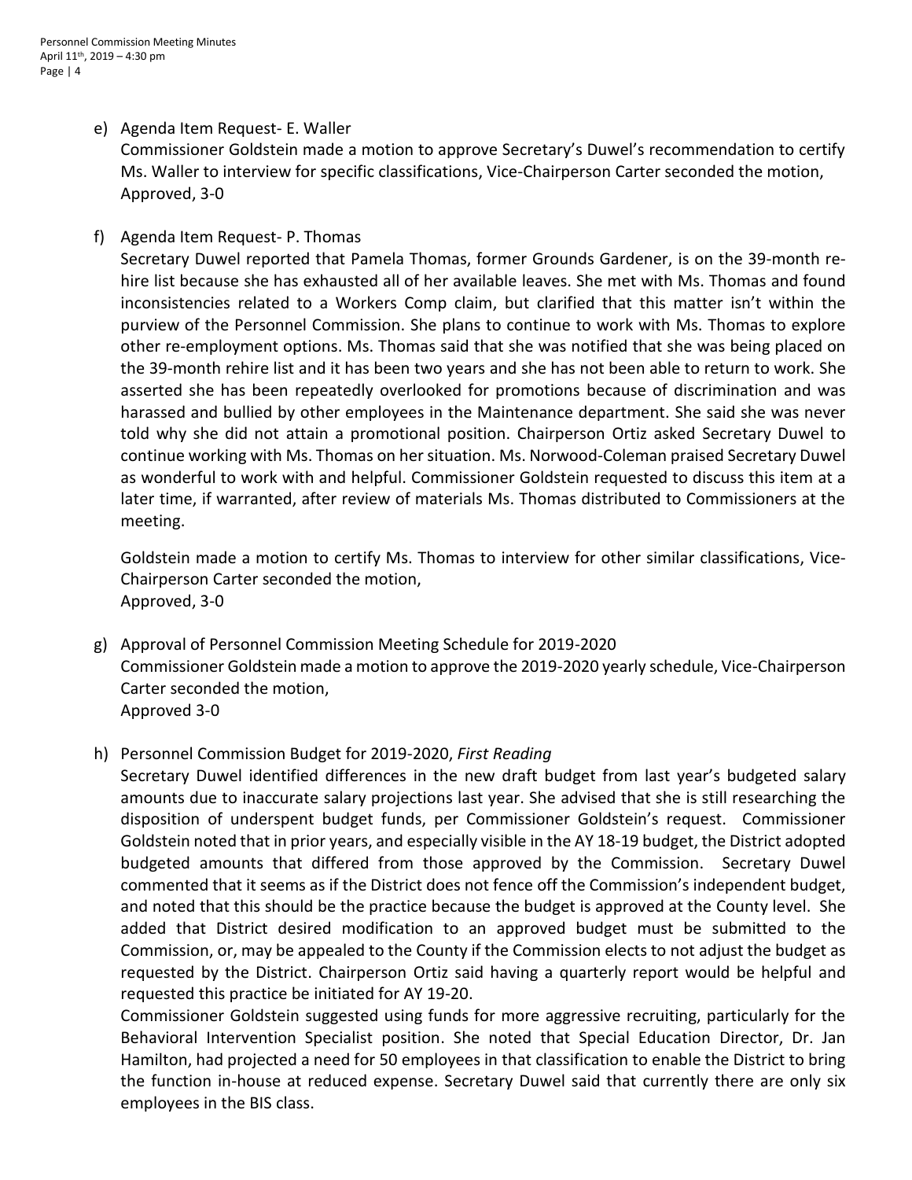e) Agenda Item Request- E. Waller
   Commissioner Goldstein made a motion to approve Secretary's Duwel's recommendation to certify Ms. Waller to interview for specific classifications, Vice-Chairperson Carter seconded the motion, Approved, 3-0

f) Agenda Item Request- P. Thomas
   Secretary Duwel reported that Pamela Thomas, former Grounds Gardener, is on the 39-month re-hire list because she has exhausted all of her available leaves. She met with Ms. Thomas and found inconsistencies related to a Workers Comp claim, but clarified that this matter isn't within the purview of the Personnel Commission. She plans to continue to work with Ms. Thomas to explore other re-employment options. Ms. Thomas said that she was notified that she was being placed on the 39-month rehire list and it has been two years and she has not been able to return to work. She asserted she has been repeatedly overlooked for promotions because of discrimination and was harassed and bullied by other employees in the Maintenance department. She said she was never told why she did not attain a promotional position. Chairperson Ortiz asked Secretary Duwel to continue working with Ms. Thomas on her situation. Ms. Norwood-Coleman praised Secretary Duwel as wonderful to work with and helpful. Commissioner Goldstein requested to discuss this item at a later time, if warranted, after review of materials Ms. Thomas distributed to Commissioners at the meeting.

   Goldstein made a motion to certify Ms. Thomas to interview for other similar classifications, Vice-Chairperson Carter seconded the motion,
   Approved, 3-0

g) Approval of Personnel Commission Meeting Schedule for 2019-2020
   Commissioner Goldstein made a motion to approve the 2019-2020 yearly schedule, Vice-Chairperson Carter seconded the motion,
   Approved 3-0

h) Personnel Commission Budget for 2019-2020, *First Reading*
   Secretary Duwel identified differences in the new draft budget from last year's budgeted salary amounts due to inaccurate salary projections last year. She advised that she is still researching the disposition of underspent budget funds, per Commissioner Goldstein's request. Commissioner Goldstein noted that in prior years, and especially visible in the AY 18-19 budget, the District adopted budgeted amounts that differed from those approved by the Commission. Secretary Duwel commented that it seems as if the District does not fence off the Commission's independent budget, and noted that this should be the practice because the budget is approved at the County level. She added that District desired modification to an approved budget must be submitted to the Commission, or, may be appealed to the County if the Commission elects to not adjust the budget as requested by the District. Chairperson Ortiz said having a quarterly report would be helpful and requested this practice be initiated for AY 19-20.
   Commissioner Goldstein suggested using funds for more aggressive recruiting, particularly for the Behavioral Intervention Specialist position. She noted that Special Education Director, Dr. Jan Hamilton, had projected a need for 50 employees in that classification to enable the District to bring the function in-house at reduced expense. Secretary Duwel said that currently there are only six employees in the BIS class.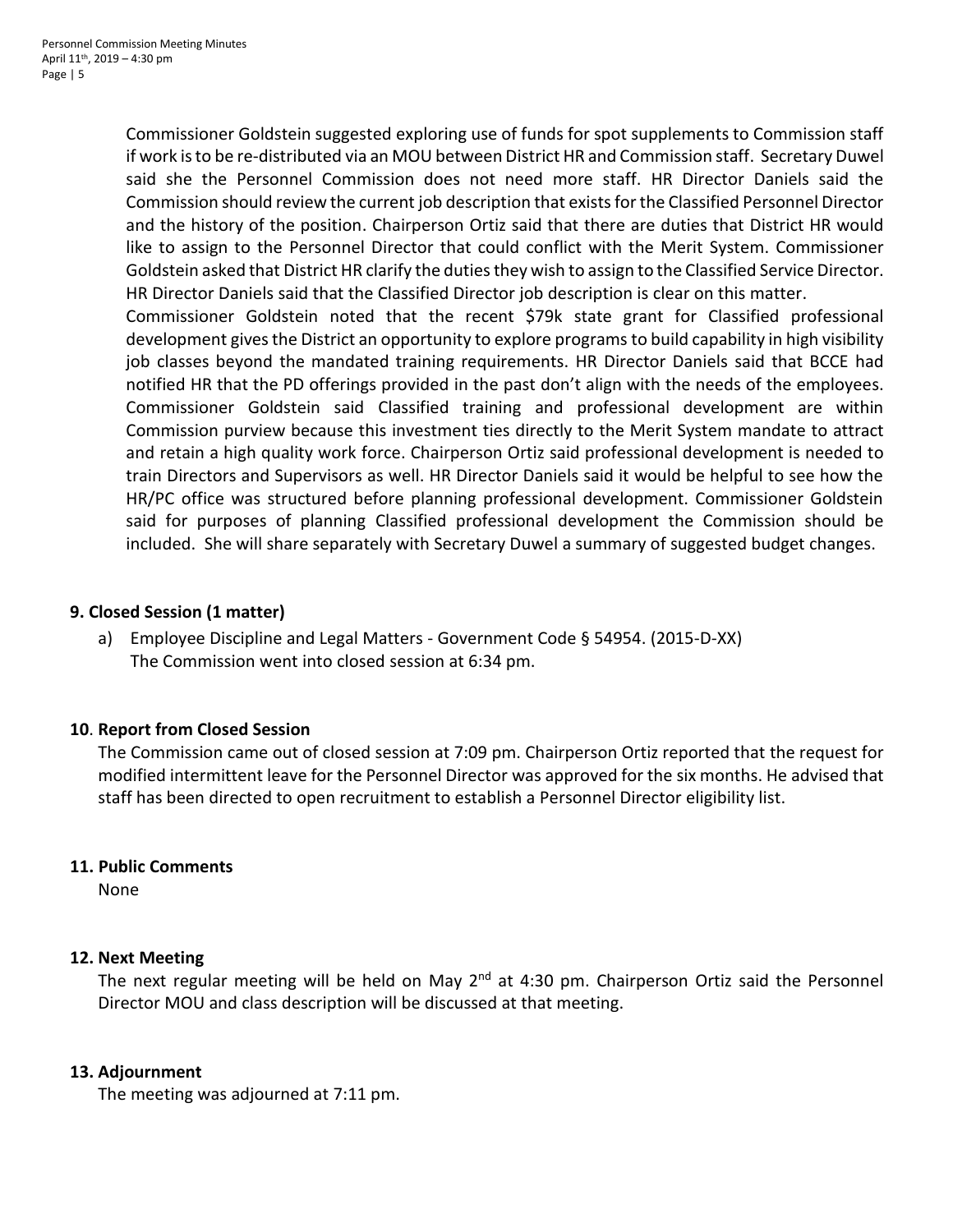Commissioner Goldstein suggested exploring use of funds for spot supplements to Commission staff if work is to be re-distributed via an MOU between District HR and Commission staff. Secretary Duwel said she the Personnel Commission does not need more staff. HR Director Daniels said the Commission should review the current job description that exists for the Classified Personnel Director and the history of the position. Chairperson Ortiz said that there are duties that District HR would like to assign to the Personnel Director that could conflict with the Merit System. Commissioner Goldstein asked that District HR clarify the duties they wish to assign to the Classified Service Director. HR Director Daniels said that the Classified Director job description is clear on this matter.

Commissioner Goldstein noted that the recent $79k state grant for Classified professional development gives the District an opportunity to explore programs to build capability in high visibility job classes beyond the mandated training requirements. HR Director Daniels said that BCCE had notified HR that the PD offerings provided in the past don't align with the needs of the employees. Commissioner Goldstein said Classified training and professional development are within Commission purview because this investment ties directly to the Merit System mandate to attract and retain a high quality work force. Chairperson Ortiz said professional development is needed to train Directors and Supervisors as well. HR Director Daniels said it would be helpful to see how the HR/PC office was structured before planning professional development. Commissioner Goldstein said for purposes of planning Classified professional development the Commission should be included. She will share separately with Secretary Duwel a summary of suggested budget changes.

**9. Closed Session (1 matter)**

a) Employee Discipline and Legal Matters - Government Code § 54954. (2015-D-XX)
The Commission went into closed session at 6:34 pm.

**10. Report from Closed Session**

The Commission came out of closed session at 7:09 pm. Chairperson Ortiz reported that the request for modified intermittent leave for the Personnel Director was approved for the six months. He advised that staff has been directed to open recruitment to establish a Personnel Director eligibility list.

**11. Public Comments**

None

**12. Next Meeting**

The next regular meeting will be held on May 2nd at 4:30 pm. Chairperson Ortiz said the Personnel Director MOU and class description will be discussed at that meeting.

**13. Adjournment**

The meeting was adjourned at 7:11 pm.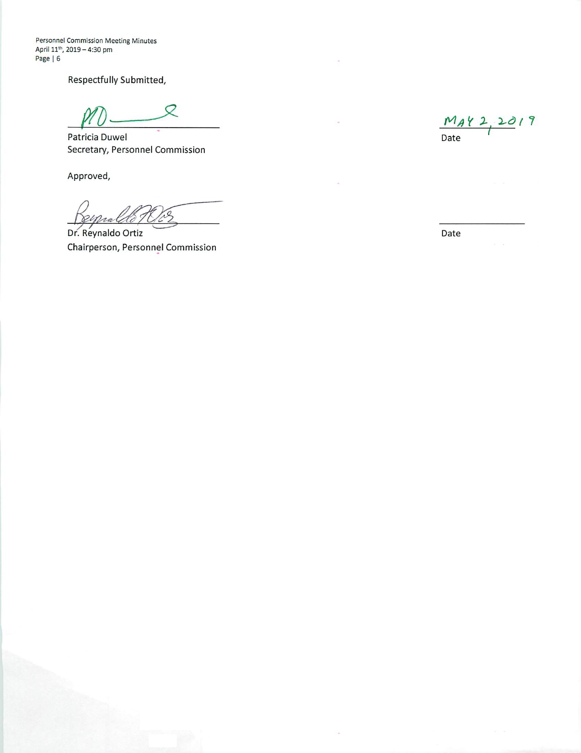Respectfully Submitted,

_______________________________
Patricia Duwel
Secretary, Personnel Commission

MAY 2, 2019
Date

Approved,

_______________________________
Dr. Reynaldo Ortiz
Chairperson, Personnel Commission

_______________
Date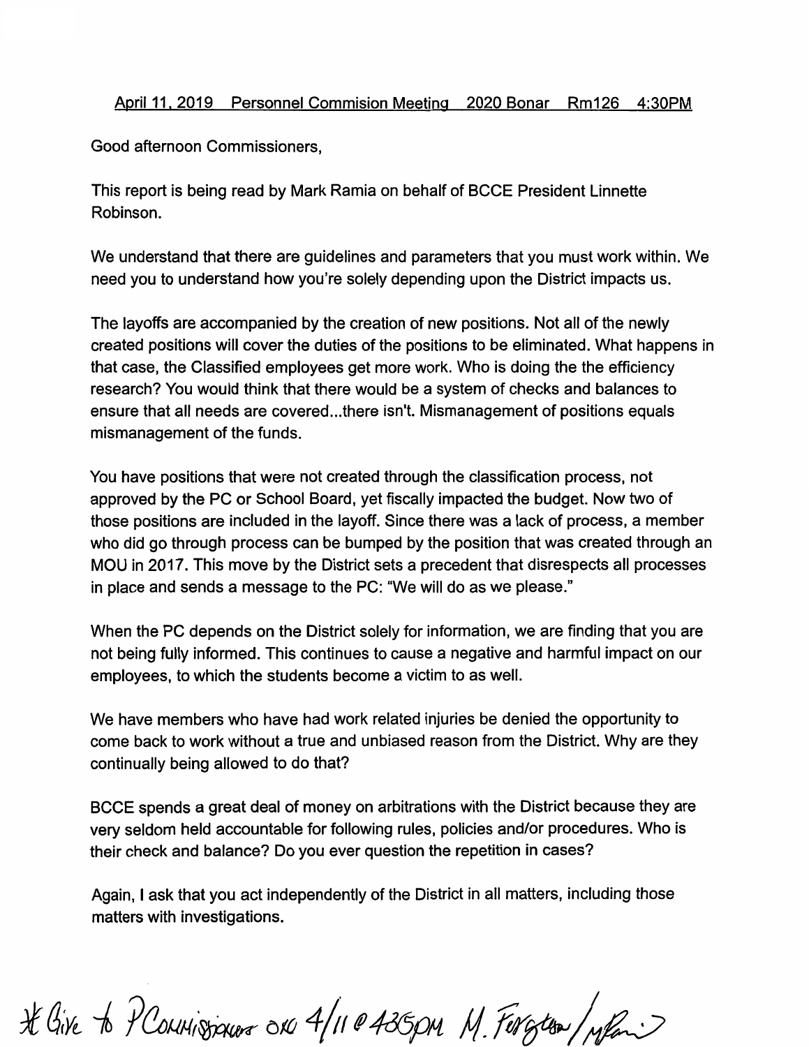April 11, 2019 Personnel Commision Meeting 2020 Bonar Rm126 4:30PM

Good afternoon Commissioners,

This report is being read by Mark Ramia on behalf of BCCE President Linnette Robinson.

We understand that there are guidelines and parameters that you must work within. We need you to understand how you're solely depending upon the District impacts us.

The layoffs are accompanied by the creation of new positions. Not all of the newly created positions will cover the duties of the positions to be eliminated. What happens in that case, the Classified employees get more work. Who is doing the the efficiency research? You would think that there would be a system of checks and balances to ensure that all needs are covered...there isn't. Mismanagement of positions equals mismanagement of the funds.

You have positions that were not created through the classification process, not approved by the PC or School Board, yet fiscally impacted the budget. Now two of those positions are included in the layoff. Since there was a lack of process, a member who did go through process can be bumped by the position that was created through an MOU in 2017. This move by the District sets a precedent that disrespects all processes in place and sends a message to the PC: "We will do as we please."

When the PC depends on the District solely for information, we are finding that you are not being fully informed. This continues to cause a negative and harmful impact on our employees, to which the students become a victim to as well.

We have members who have had work related injuries be denied the opportunity to come back to work without a true and unbiased reason from the District. Why are they continually being allowed to do that?

BCCE spends a great deal of money on arbitrations with the District because they are very seldom held accountable for following rules, policies and/or procedures. Who is their check and balance? Do you ever question the repetition in cases?

Again, I ask that you act independently of the District in all matters, including those matters with investigations.

*# Give to PCommissioners on 4/11 @ 4:35PM M. Ferguson / [illegible]*